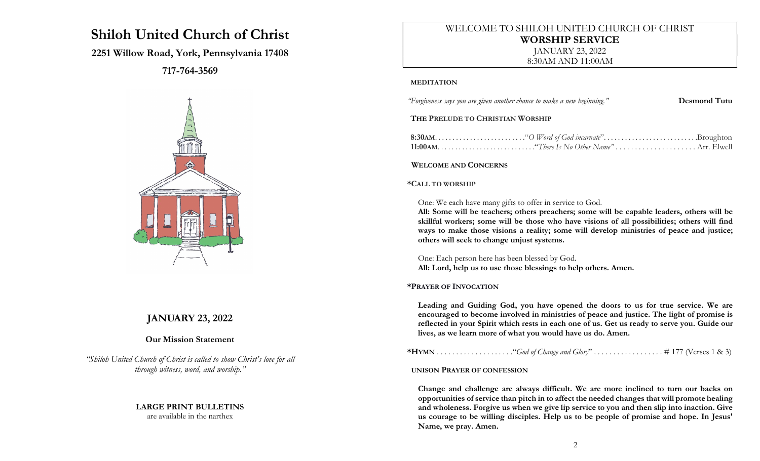# Shiloh United Church of Christ

**2251 Willow Road, York, Pennsylvania 17408**

**717-764-3569**

## JANUARY 23, 2022

**Our Mission Statement**

*"Shiloh United Church of Christ is called to show Christ's love for all through witness, word, and worship."*

**LARGE PRINT BULLETINS**
are available in the narthex

WELCOME TO SHILOH UNITED CHURCH OF CHRIST
**WORSHIP SERVICE**
JANUARY 23, 2022
8:30AM AND 11:00AM

**MEDITATION**

*"Forgiveness says you are given another chance to make a new beginning."* **Desmond Tutu**

**THE PRELUDE TO CHRISTIAN WORSHIP**

**8:30AM**........................."*O Word of God incarnate*"..........................Broughton
**11:00AM**..........................."*There Is No Other Name*"..................... Arr. Elwell

**WELCOME AND CONCERNS**

**\*CALL TO WORSHIP**

One: We each have many gifts to offer in service to God.
**All: Some will be teachers; others preachers; some will be capable leaders, others will be skillful workers; some will be those who have visions of all possibilities; others will find ways to make those visions a reality; some will develop ministries of peace and justice; others will seek to change unjust systems.**

One: Each person here has been blessed by God.
**All: Lord, help us to use those blessings to help others. Amen.**

**\*PRAYER OF INVOCATION**

**Leading and Guiding God, you have opened the doors to us for true service. We are encouraged to become involved in ministries of peace and justice. The light of promise is reflected in your Spirit which rests in each one of us. Get us ready to serve you. Guide our lives, as we learn more of what you would have us do. Amen.**

**\*HYMN** ...................."*God of Change and Glory*" .................. # 177 (Verses 1 & 3)

**UNISON PRAYER OF CONFESSION**

**Change and challenge are always difficult. We are more inclined to turn our backs on opportunities of service than pitch in to affect the needed changes that will promote healing and wholeness. Forgive us when we give lip service to you and then slip into inaction. Give us courage to be willing disciples. Help us to be people of promise and hope. In Jesus' Name, we pray. Amen.**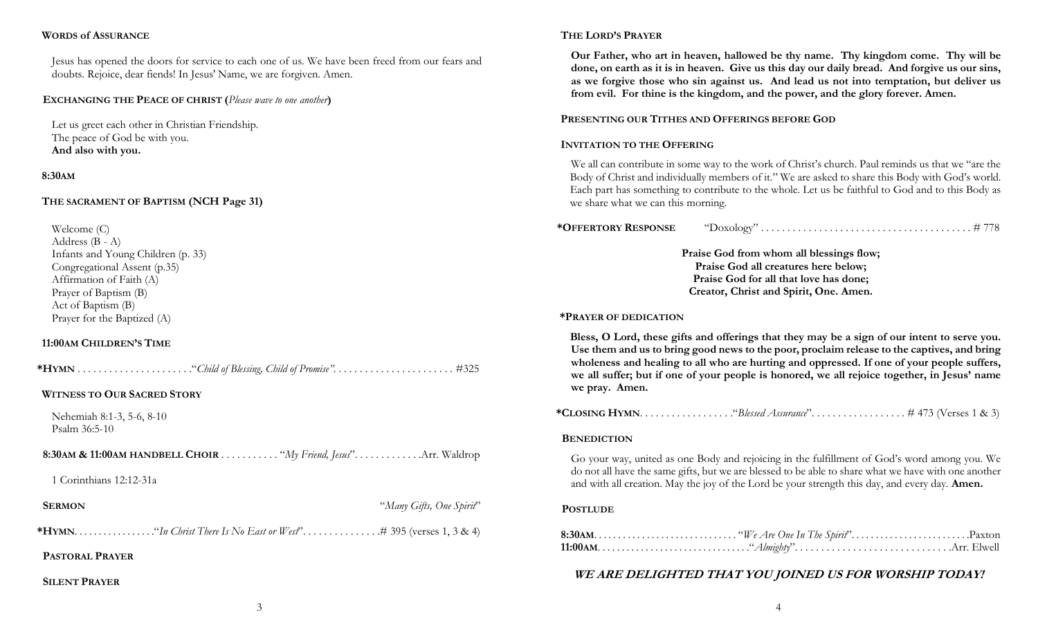### WORDS of ASSURANCE

Jesus has opened the doors for service to each one of us. We have been freed from our fears and doubts. Rejoice, dear fiends! In Jesus' Name, we are forgiven. Amen.

### EXCHANGING THE PEACE OF CHRIST (*Please wave to one another*)

Let us greet each other in Christian Friendship.
The peace of God be with you.
**And also with you.**

### 8:30AM

### THE SACRAMENT OF BAPTISM (NCH Page 31)

Welcome (C)
Address (B - A)
Infants and Young Children (p. 33)
Congregational Assent (p.35)
Affirmation of Faith (A)
Prayer of Baptism (B)
Act of Baptism (B)
Prayer for the Baptized (A)

### 11:00AM CHILDREN'S TIME

**\*HYMN** . . . . . . . . . . . . . . . . . . . . . "*Child of Blessing, Child of Promise"*. . . . . . . . . . . . . . . . . . . . . . #325

### WITNESS TO OUR SACRED STORY

Nehemiah 8:1-3, 5-6, 8-10
Psalm 36:5-10

**8:30AM & 11:00AM HANDBELL CHOIR** . . . . . . . . . . "*My Friend, Jesus*". . . . . . . . . . . . Arr. Waldrop

1 Corinthians 12:12-31a

**SERMON** "*Many Gifts, One Spirit*"

**\*HYMN**. . . . . . . . . . . . . . . . "*In Christ There Is No East or West*". . . . . . . . . . . . . . # 395 (verses 1, 3 & 4)

### PASTORAL PRAYER

### SILENT PRAYER

### THE LORD'S PRAYER

**Our Father, who art in heaven, hallowed be thy name. Thy kingdom come. Thy will be done, on earth as it is in heaven. Give us this day our daily bread. And forgive us our sins, as we forgive those who sin against us. And lead us not into temptation, but deliver us from evil. For thine is the kingdom, and the power, and the glory forever. Amen.**

### PRESENTING OUR TITHES AND OFFERINGS BEFORE GOD

### INVITATION TO THE OFFERING

We all can contribute in some way to the work of Christ's church. Paul reminds us that we "are the Body of Christ and individually members of it." We are asked to share this Body with God's world. Each part has something to contribute to the whole. Let us be faithful to God and to this Body as we share what we can this morning.

**\*OFFERTORY RESPONSE** "Doxology" . . . . . . . . . . . . . . . . . . . . . . . . . . . . . . . . . . . . . . . # 778

**Praise God from whom all blessings flow;**
**Praise God all creatures here below;**
**Praise God for all that love has done;**
**Creator, Christ and Spirit, One. Amen.**

### \*PRAYER OF DEDICATION

**Bless, O Lord, these gifts and offerings that they may be a sign of our intent to serve you. Use them and us to bring good news to the poor, proclaim release to the captives, and bring wholeness and healing to all who are hurting and oppressed. If one of your people suffers, we all suffer; but if one of your people is honored, we all rejoice together, in Jesus' name we pray. Amen.**

**\*CLOSING HYMN**. . . . . . . . . . . . . . . . . "*Blessed Assurance*". . . . . . . . . . . . . . . . . # 473 (Verses 1 & 3)

### BENEDICTION

Go your way, united as one Body and rejoicing in the fulfillment of God's word among you. We do not all have the same gifts, but we are blessed to be able to share what we have with one another and with all creation. May the joy of the Lord be your strength this day, and every day. **Amen.**

### POSTLUDE

**8:30AM**. . . . . . . . . . . . . . . . . . . . . . . . . . . . . "*We Are One In The Spirit*". . . . . . . . . . . . . . . . . . . . . . . Paxton
**11:00AM**. . . . . . . . . . . . . . . . . . . . . . . . . . . . . . "*Almighty*". . . . . . . . . . . . . . . . . . . . . . . . . . . . . Arr. Elwell

***WE ARE DELIGHTED THAT YOU JOINED US FOR WORSHIP TODAY!***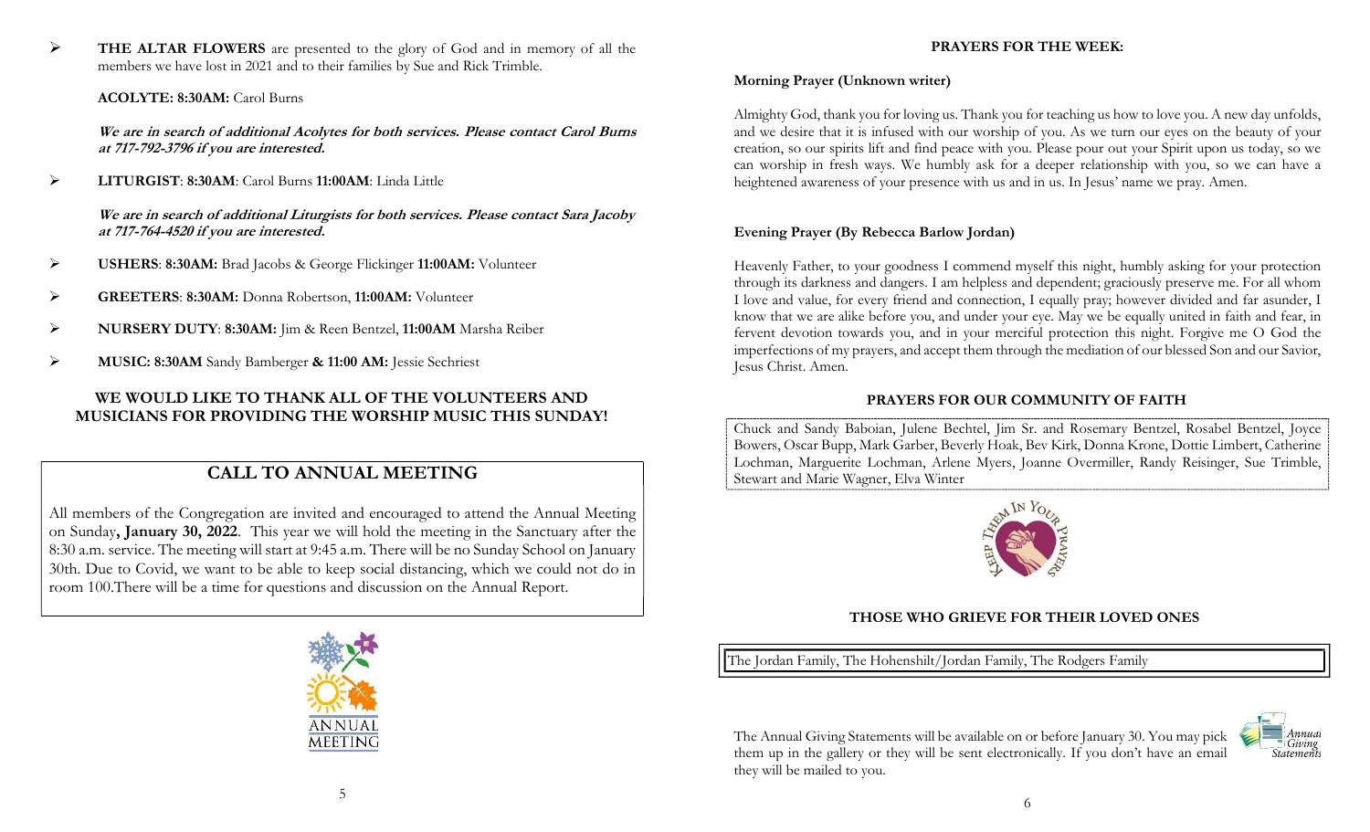- **THE ALTAR FLOWERS** are presented to the glory of God and in memory of all the members we have lost in 2021 and to their families by Sue and Rick Trimble.

  **ACOLYTE: 8:30AM:** Carol Burns

  ***We are in search of additional Acolytes for both services. Please contact Carol Burns at 717-792-3796 if you are interested.***

- **LITURGIST**: **8:30AM**: Carol Burns **11:00AM**: Linda Little

  ***We are in search of additional Liturgists for both services. Please contact Sara Jacoby at 717-764-4520 if you are interested.***

- **USHERS**: **8:30AM:** Brad Jacobs & George Flickinger **11:00AM:** Volunteer
- **GREETERS**: **8:30AM:** Donna Robertson, **11:00AM:** Volunteer
- **NURSERY DUTY**: **8:30AM:** Jim & Reen Bentzel, **11:00AM** Marsha Reiber
- **MUSIC: 8:30AM** Sandy Bamberger **& 11:00 AM:** Jessie Sechriest

**WE WOULD LIKE TO THANK ALL OF THE VOLUNTEERS AND MUSICIANS FOR PROVIDING THE WORSHIP MUSIC THIS SUNDAY!**

## CALL TO ANNUAL MEETING

All members of the Congregation are invited and encouraged to attend the Annual Meeting on Sunday**, January 30, 2022**. This year we will hold the meeting in the Sanctuary after the 8:30 a.m. service. The meeting will start at 9:45 a.m. There will be no Sunday School on January 30th. Due to Covid, we want to be able to keep social distancing, which we could not do in room 100.There will be a time for questions and discussion on the Annual Report.

**PRAYERS FOR THE WEEK:**

**Morning Prayer (Unknown writer)**

Almighty God, thank you for loving us. Thank you for teaching us how to love you. A new day unfolds, and we desire that it is infused with our worship of you. As we turn our eyes on the beauty of your creation, so our spirits lift and find peace with you. Please pour out your Spirit upon us today, so we can worship in fresh ways. We humbly ask for a deeper relationship with you, so we can have a heightened awareness of your presence with us and in us. In Jesus' name we pray. Amen.

**Evening Prayer (By Rebecca Barlow Jordan)**

Heavenly Father, to your goodness I commend myself this night, humbly asking for your protection through its darkness and dangers. I am helpless and dependent; graciously preserve me. For all whom I love and value, for every friend and connection, I equally pray; however divided and far asunder, I know that we are alike before you, and under your eye. May we be equally united in faith and fear, in fervent devotion towards you, and in your merciful protection this night. Forgive me O God the imperfections of my prayers, and accept them through the mediation of our blessed Son and our Savior, Jesus Christ. Amen.

**PRAYERS FOR OUR COMMUNITY OF FAITH**

Chuck and Sandy Baboian, Julene Bechtel, Jim Sr. and Rosemary Bentzel, Rosabel Bentzel, Joyce Bowers, Oscar Bupp, Mark Garber, Beverly Hoak, Bev Kirk, Donna Krone, Dottie Limbert, Catherine Lochman, Marguerite Lochman, Arlene Myers, Joanne Overmiller, Randy Reisinger, Sue Trimble, Stewart and Marie Wagner, Elva Winter

**THOSE WHO GRIEVE FOR THEIR LOVED ONES**

The Jordan Family, The Hohenshilt/Jordan Family, The Rodgers Family

The Annual Giving Statements will be available on or before January 30. You may pick them up in the gallery or they will be sent electronically. If you don't have an email they will be mailed to you.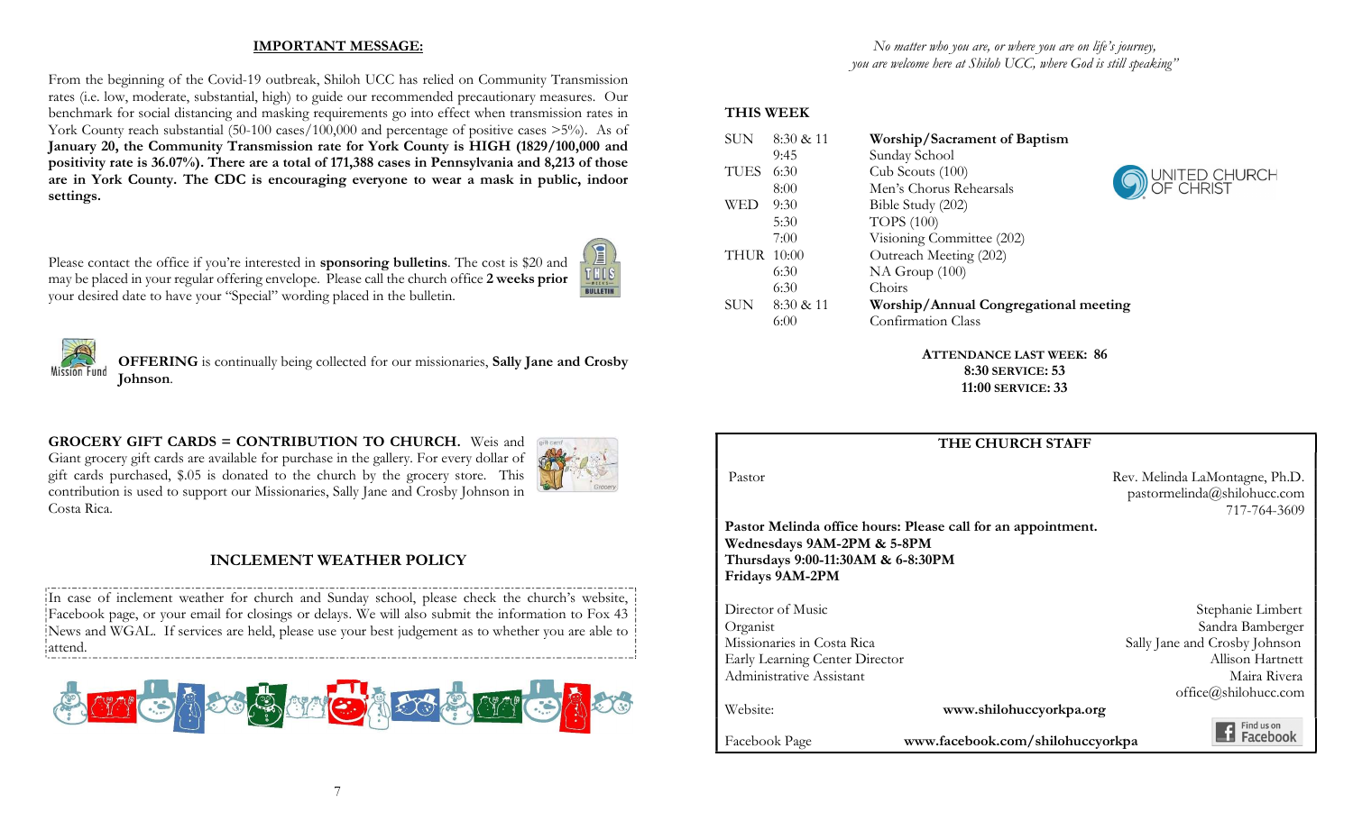## IMPORTANT MESSAGE:

From the beginning of the Covid-19 outbreak, Shiloh UCC has relied on Community Transmission rates (i.e. low, moderate, substantial, high) to guide our recommended precautionary measures. Our benchmark for social distancing and masking requirements go into effect when transmission rates in York County reach substantial (50-100 cases/100,000 and percentage of positive cases >5%). As of **January 20, the Community Transmission rate for York County is HIGH (1829/100,000 and positivity rate is 36.07%). There are a total of 171,388 cases in Pennsylvania and 8,213 of those are in York County. The CDC is encouraging everyone to wear a mask in public, indoor settings.**

Please contact the office if you're interested in **sponsoring bulletins**. The cost is $20 and may be placed in your regular offering envelope. Please call the church office **2 weeks prior** your desired date to have your "Special" wording placed in the bulletin.

**OFFERING** is continually being collected for our missionaries, **Sally Jane and Crosby Johnson**.

**GROCERY GIFT CARDS = CONTRIBUTION TO CHURCH.** Weis and Giant grocery gift cards are available for purchase in the gallery. For every dollar of gift cards purchased, $.05 is donated to the church by the grocery store. This contribution is used to support our Missionaries, Sally Jane and Crosby Johnson in Costa Rica.

## INCLEMENT WEATHER POLICY

In case of inclement weather for church and Sunday school, please check the church's website, Facebook page, or your email for closings or delays. We will also submit the information to Fox 43 News and WGAL. If services are held, please use your best judgement as to whether you are able to attend.

*No matter who you are, or where you are on life's journey, you are welcome here at Shiloh UCC, where God is still speaking"*

### THIS WEEK

| | | |
|---|---|---|
| SUN | 8:30 & 11 | **Worship/Sacrament of Baptism** |
| | 9:45 | Sunday School |
| TUES | 6:30 | Cub Scouts (100) |
| | 8:00 | Men's Chorus Rehearsals |
| WED | 9:30 | Bible Study (202) |
| | 5:30 | TOPS (100) |
| | 7:00 | Visioning Committee (202) |
| THUR | 10:00 | Outreach Meeting (202) |
| | 6:30 | NA Group (100) |
| | 6:30 | Choirs |
| SUN | 8:30 & 11 | **Worship/Annual Congregational meeting** |
| | 6:00 | Confirmation Class |

UNITED CHURCH OF CHRIST

**ATTENDANCE LAST WEEK: 86**
**8:30 SERVICE: 53**
**11:00 SERVICE: 33**

### THE CHURCH STAFF

Pastor — Rev. Melinda LaMontagne, Ph.D., pastormelinda@shilohucc.com, 717-764-3609

**Pastor Melinda office hours: Please call for an appointment.**
**Wednesdays 9AM-2PM & 5-8PM**
**Thursdays 9:00-11:30AM & 6-8:30PM**
**Fridays 9AM-2PM**

| | |
|---|---|
| Director of Music | Stephanie Limbert |
| Organist | Sandra Bamberger |
| Missionaries in Costa Rica | Sally Jane and Crosby Johnson |
| Early Learning Center Director | Allison Hartnett |
| Administrative Assistant | Maira Rivera, office@shilohucc.com |

Website: **www.shilohuccyorkpa.org**

Facebook Page **www.facebook.com/shilohuccyorkpa**

Find us on Facebook